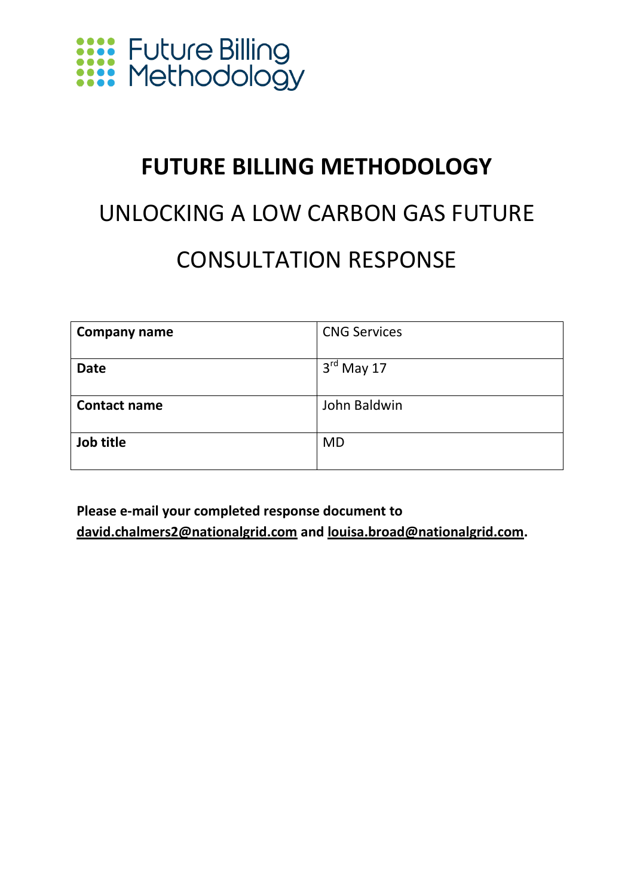Future Billing Methodology

# FUTURE BILLING METHODOLOGY

## UNLOCKING A LOW CARBON GAS FUTURE

## CONSULTATION RESPONSE

| **Company name** | CNG Services |
|---|---|
| **Date** | 3rd May 17 |
| **Contact name** | John Baldwin |
| **Job title** | MD |

**Please e-mail your completed response document to david.chalmers2@nationalgrid.com and louisa.broad@nationalgrid.com.**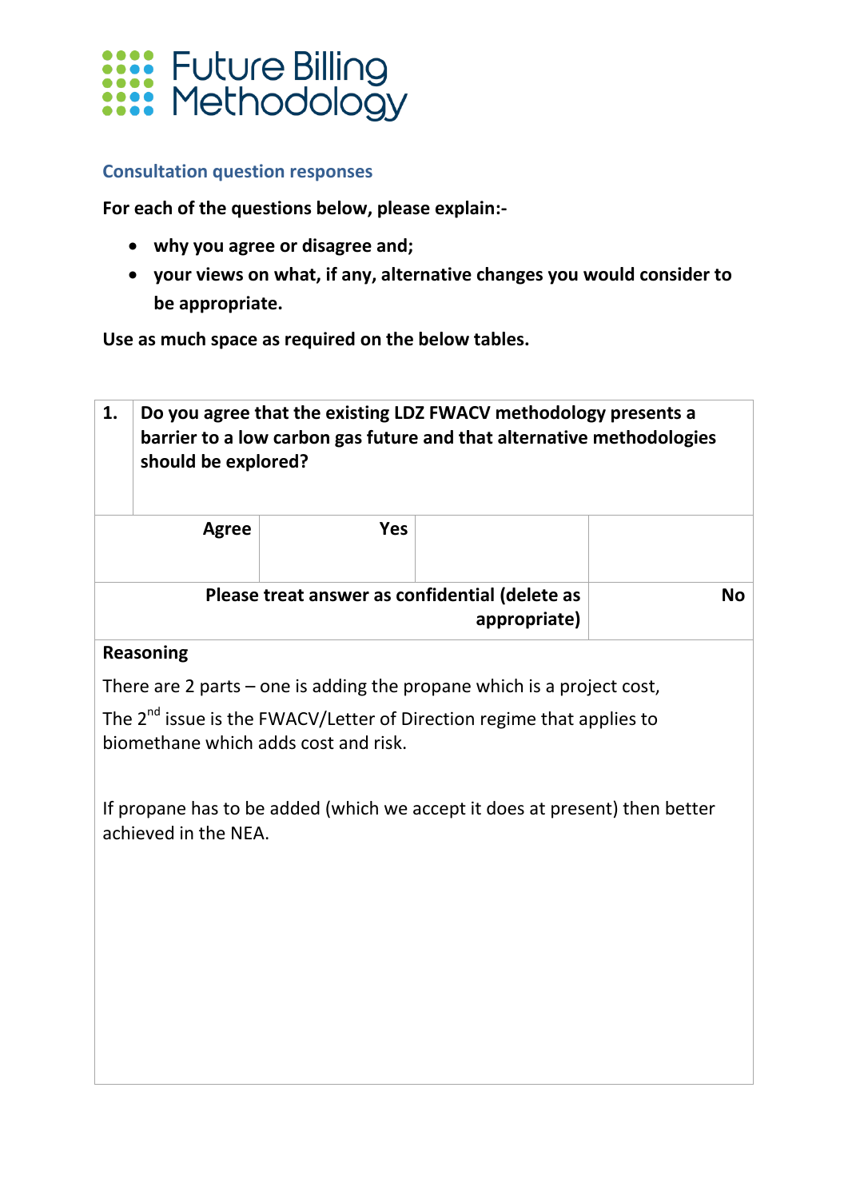Future Billing Methodology

## Consultation question responses

**For each of the questions below, please explain:-**

- **why you agree or disagree and;**
- **your views on what, if any, alternative changes you would consider to be appropriate.**

**Use as much space as required on the below tables.**

| **1.** | **Do you agree that the existing LDZ FWACV methodology presents a barrier to a low carbon gas future and that alternative methodologies should be explored?** | | |
|---|---|---|---|
| **Agree** | **Yes** | | |
| **Please treat answer as confidential (delete as appropriate)** | | | **No** |
| **Reasoning** | | | |

There are 2 parts – one is adding the propane which is a project cost,

The 2nd issue is the FWACV/Letter of Direction regime that applies to biomethane which adds cost and risk.

If propane has to be added (which we accept it does at present) then better achieved in the NEA.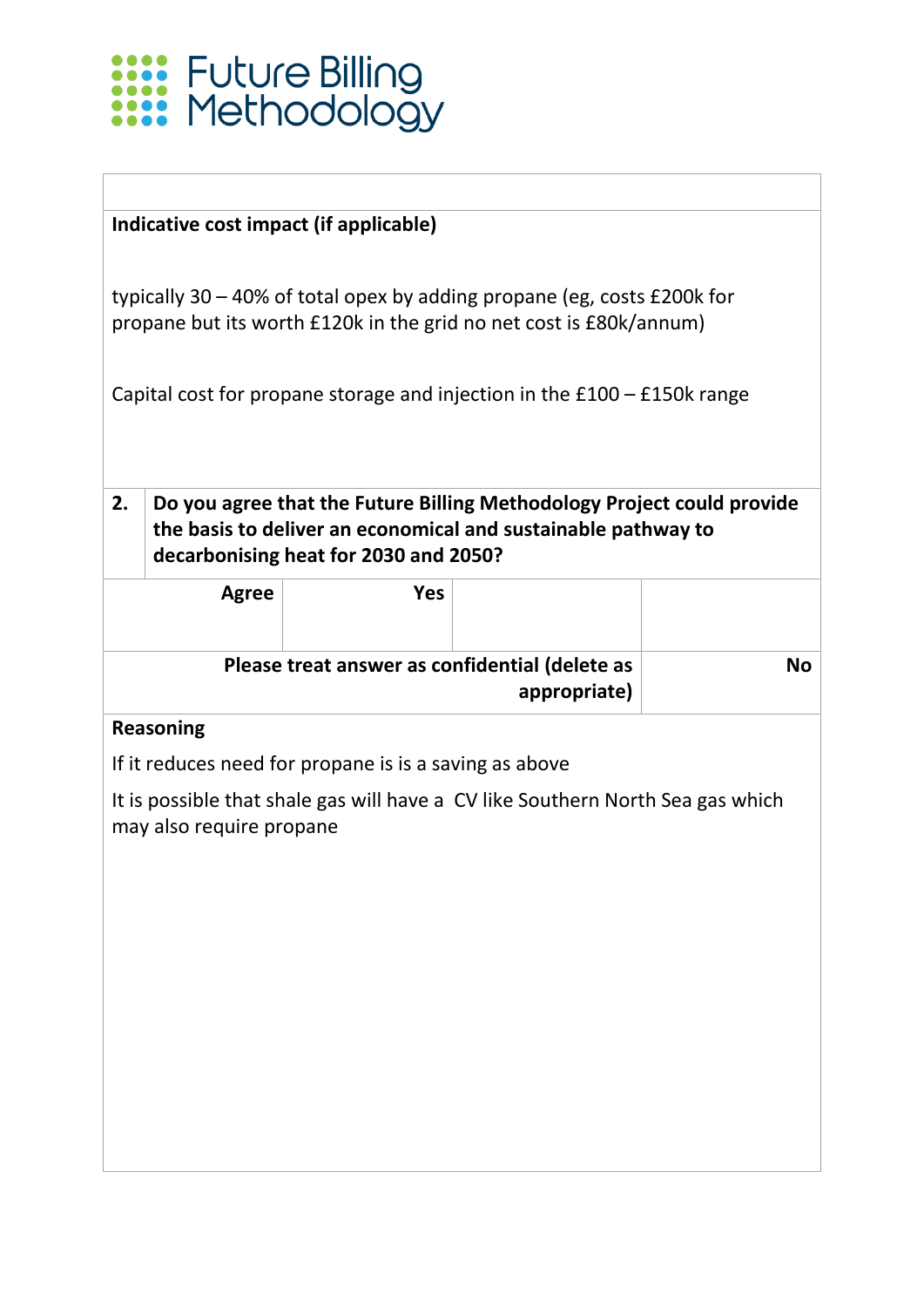**Indicative cost impact (if applicable)**

typically 30 – 40% of total opex by adding propane (eg, costs £200k for propane but its worth £120k in the grid no net cost is £80k/annum)

Capital cost for propane storage and injection in the £100 – £150k range

| 2. | Do you agree that the Future Billing Methodology Project could provide the basis to deliver an economical and sustainable pathway to decarbonising heat for 2030 and 2050? |
|---|---|

| Agree | Yes | | |
|---|---|---|---|
| Please treat answer as confidential (delete as appropriate) | | | No |

**Reasoning**

If it reduces need for propane is is a saving as above

It is possible that shale gas will have a CV like Southern North Sea gas which may also require propane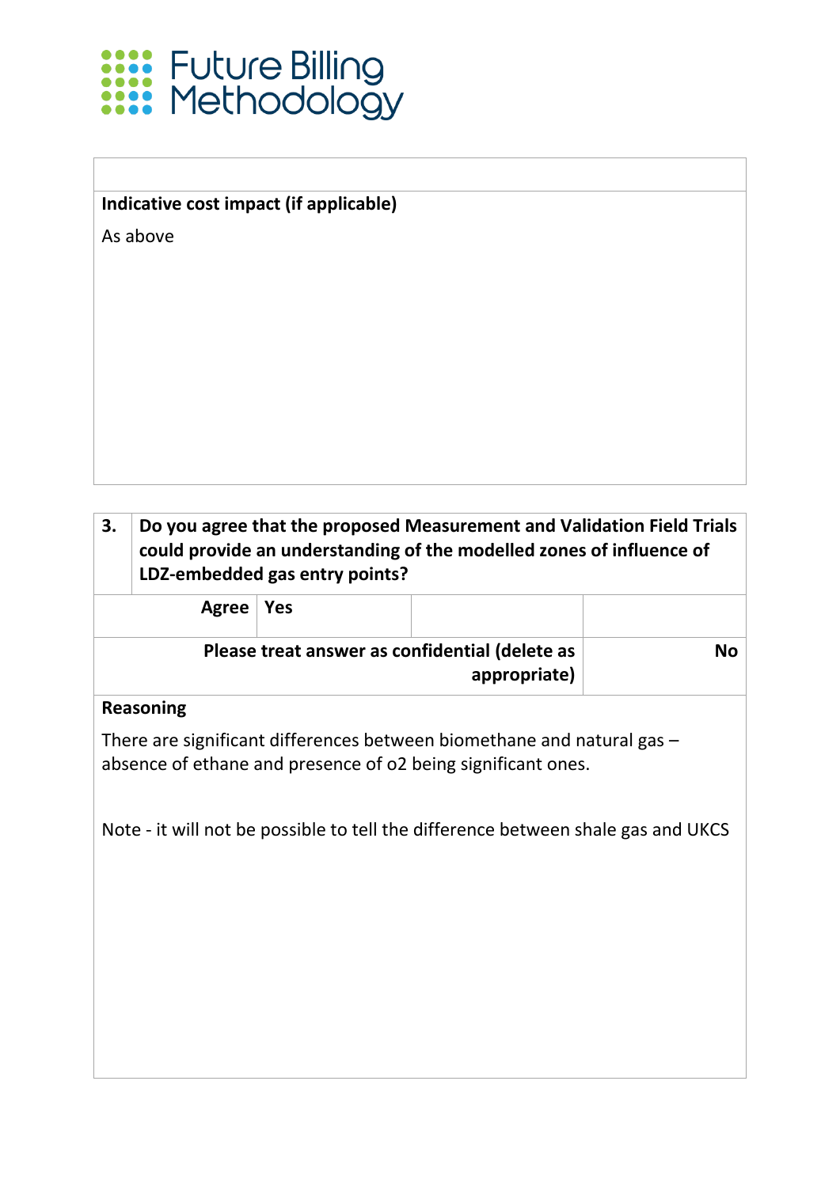**Indicative cost impact (if applicable)**

As above

| 3. | Do you agree that the proposed Measurement and Validation Field Trials could provide an understanding of the modelled zones of influence of LDZ-embedded gas entry points? | | |
|---|---|---|---|
| Agree | Yes | | |
| Please treat answer as confidential (delete as appropriate) | | | No |

**Reasoning**

There are significant differences between biomethane and natural gas – absence of ethane and presence of o2 being significant ones.

Note - it will not be possible to tell the difference between shale gas and UKCS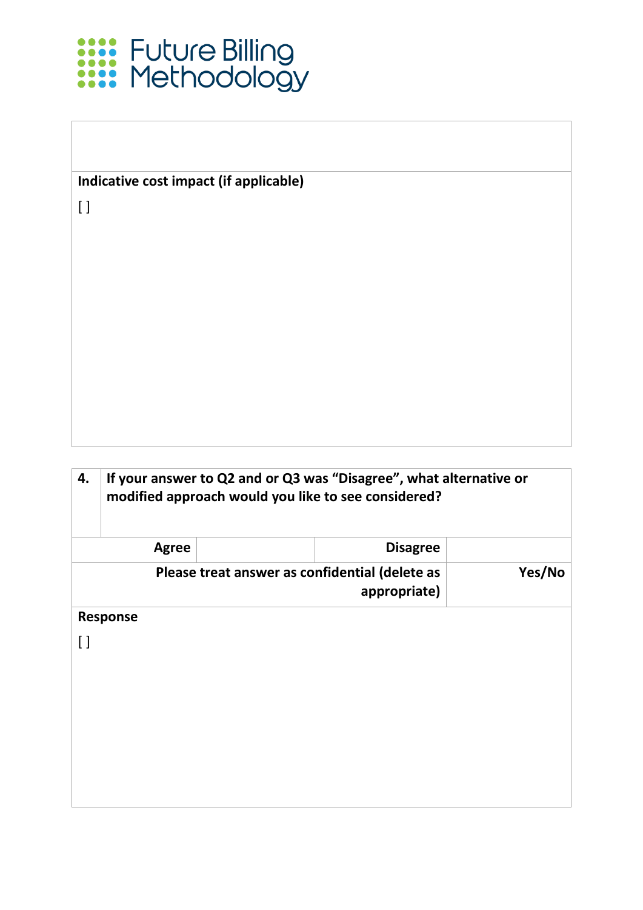| |
|---|
| |
| **Indicative cost impact (if applicable)** |
| [ ] |

| **4.** | **If your answer to Q2 and or Q3 was "Disagree", what alternative or modified approach would you like to see considered?** | | |
|---|---|---|---|
| **Agree** | | **Disagree** | |
| **Please treat answer as confidential (delete as appropriate)** | | | **Yes/No** |
| **Response** | | | |
| [ ] | | | |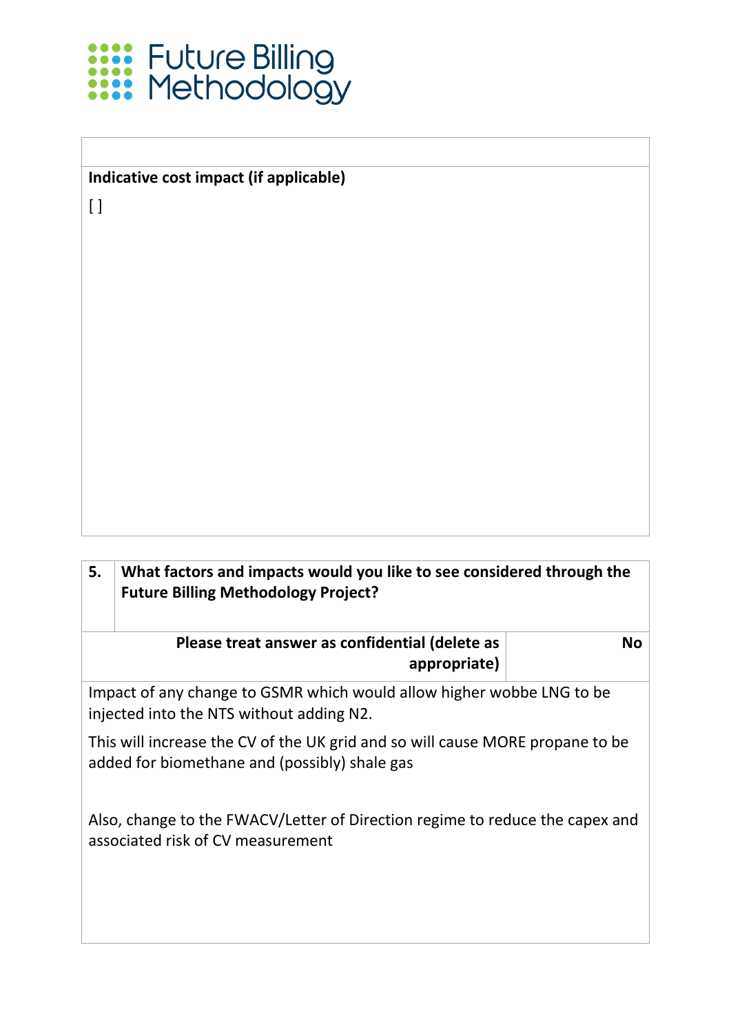**Indicative cost impact (if applicable)**

[ ]

| 5. | What factors and impacts would you like to see considered through the Future Billing Methodology Project? |
| --- | --- |

| Please treat answer as confidential (delete as appropriate) | No |
| --- | --- |

Impact of any change to GSMR which would allow higher wobbe LNG to be injected into the NTS without adding N2.

This will increase the CV of the UK grid and so will cause MORE propane to be added for biomethane and (possibly) shale gas

Also, change to the FWACV/Letter of Direction regime to reduce the capex and associated risk of CV measurement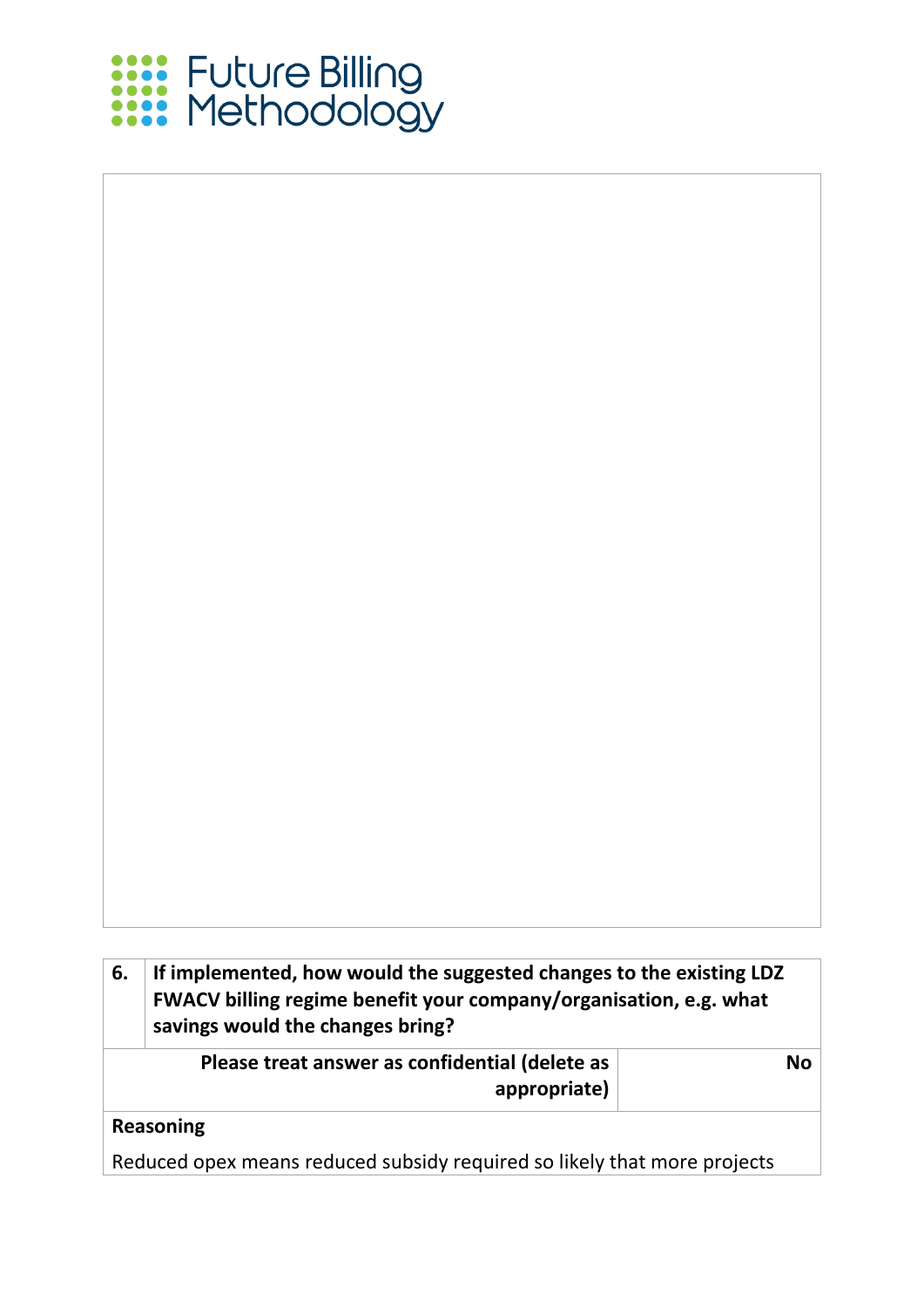| 6. | If implemented, how would the suggested changes to the existing LDZ FWACV billing regime benefit your company/organisation, e.g. what savings would the changes bring? |
|---|---|
| **Please treat answer as confidential (delete as appropriate)** | **No** |

**Reasoning**

Reduced opex means reduced subsidy required so likely that more projects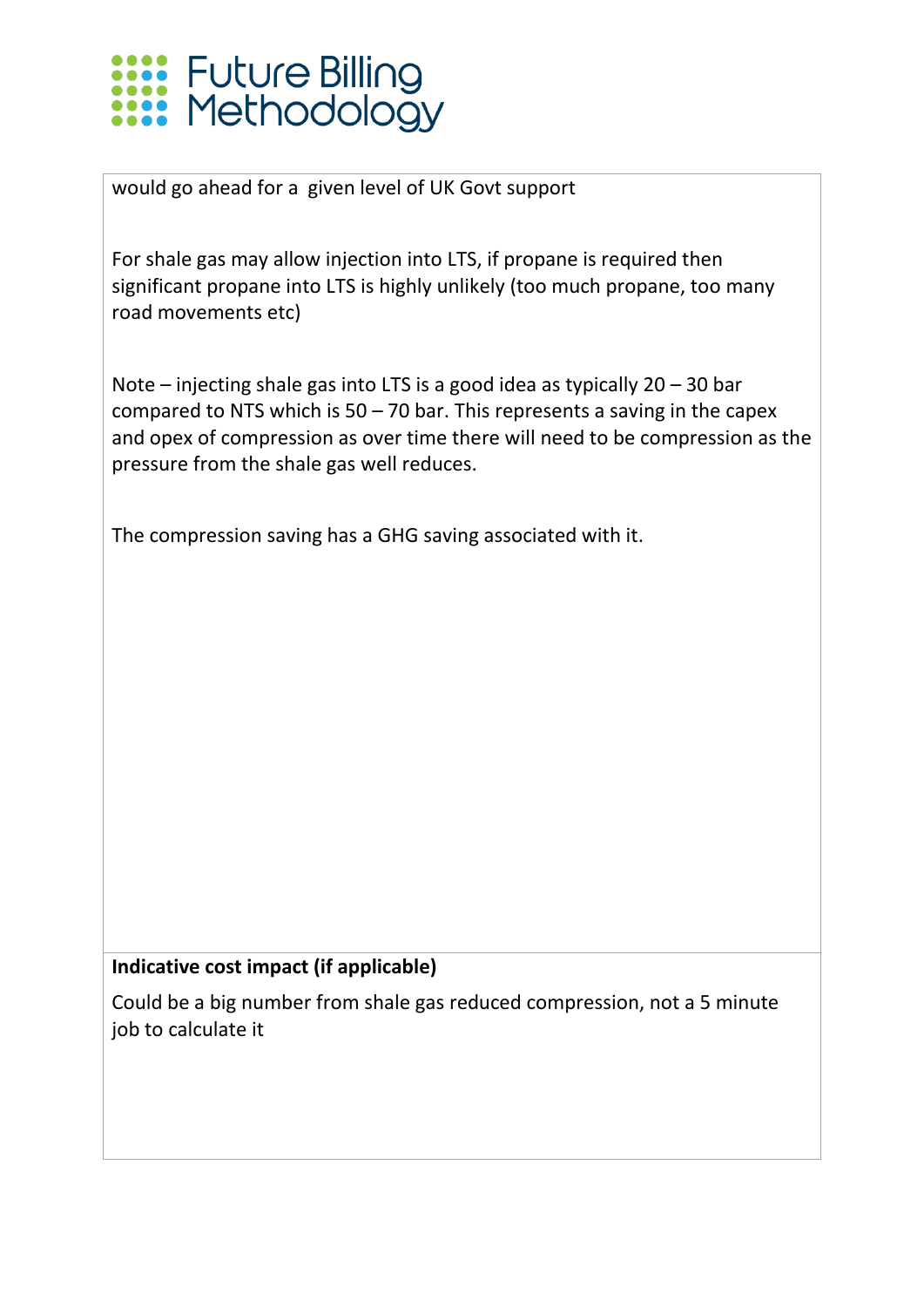would go ahead for a given level of UK Govt support

For shale gas may allow injection into LTS, if propane is required then significant propane into LTS is highly unlikely (too much propane, too many road movements etc)

Note – injecting shale gas into LTS is a good idea as typically 20 – 30 bar compared to NTS which is 50 – 70 bar. This represents a saving in the capex and opex of compression as over time there will need to be compression as the pressure from the shale gas well reduces.

The compression saving has a GHG saving associated with it.

**Indicative cost impact (if applicable)**

Could be a big number from shale gas reduced compression, not a 5 minute job to calculate it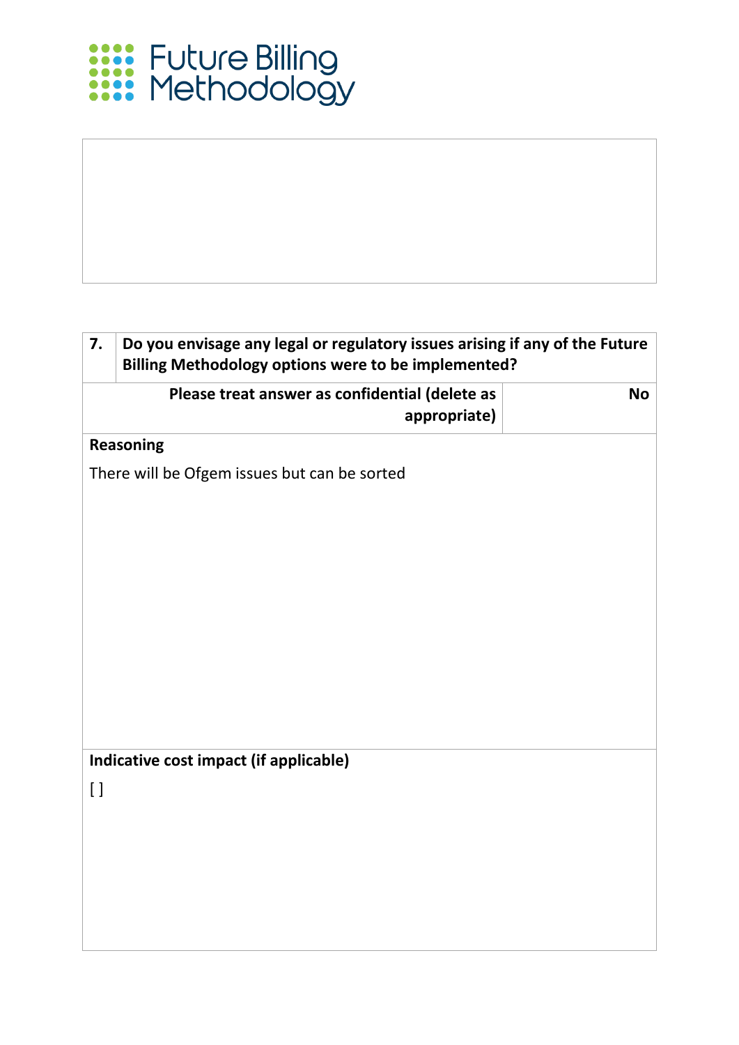Future Billing Methodology

| 7. | Do you envisage any legal or regulatory issues arising if any of the Future Billing Methodology options were to be implemented? |
|---|---|
| **Please treat answer as confidential (delete as appropriate)** | **No** |

**Reasoning**

There will be Ofgem issues but can be sorted

**Indicative cost impact (if applicable)**

[ ]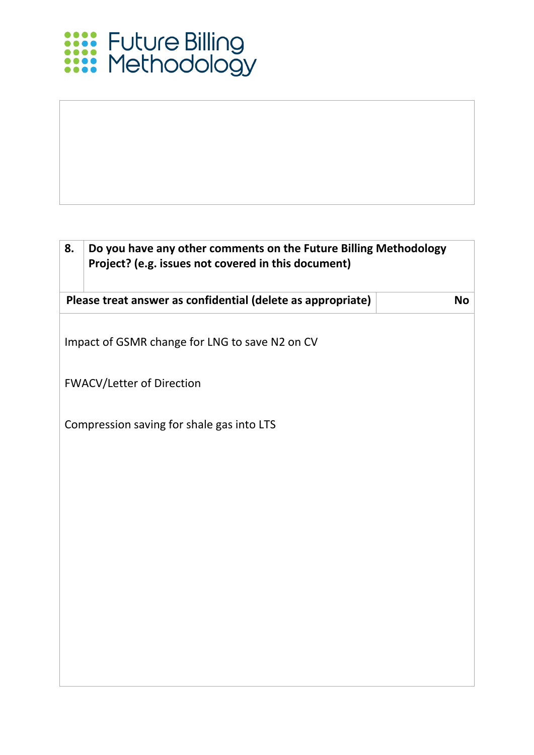Future Billing Methodology

| 8. | Do you have any other comments on the Future Billing Methodology Project? (e.g. issues not covered in this document) |
|---|---|
| **Please treat answer as confidential (delete as appropriate)** | **No** |

Impact of GSMR change for LNG to save N2 on CV

FWACV/Letter of Direction

Compression saving for shale gas into LTS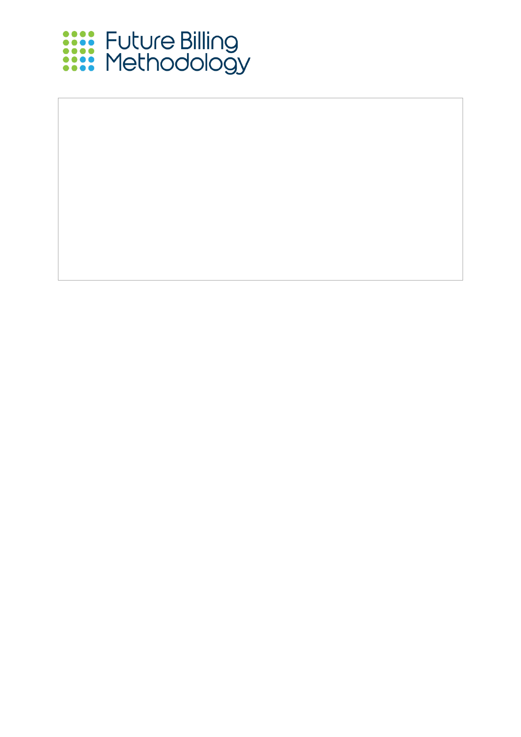Future Billing Methodology